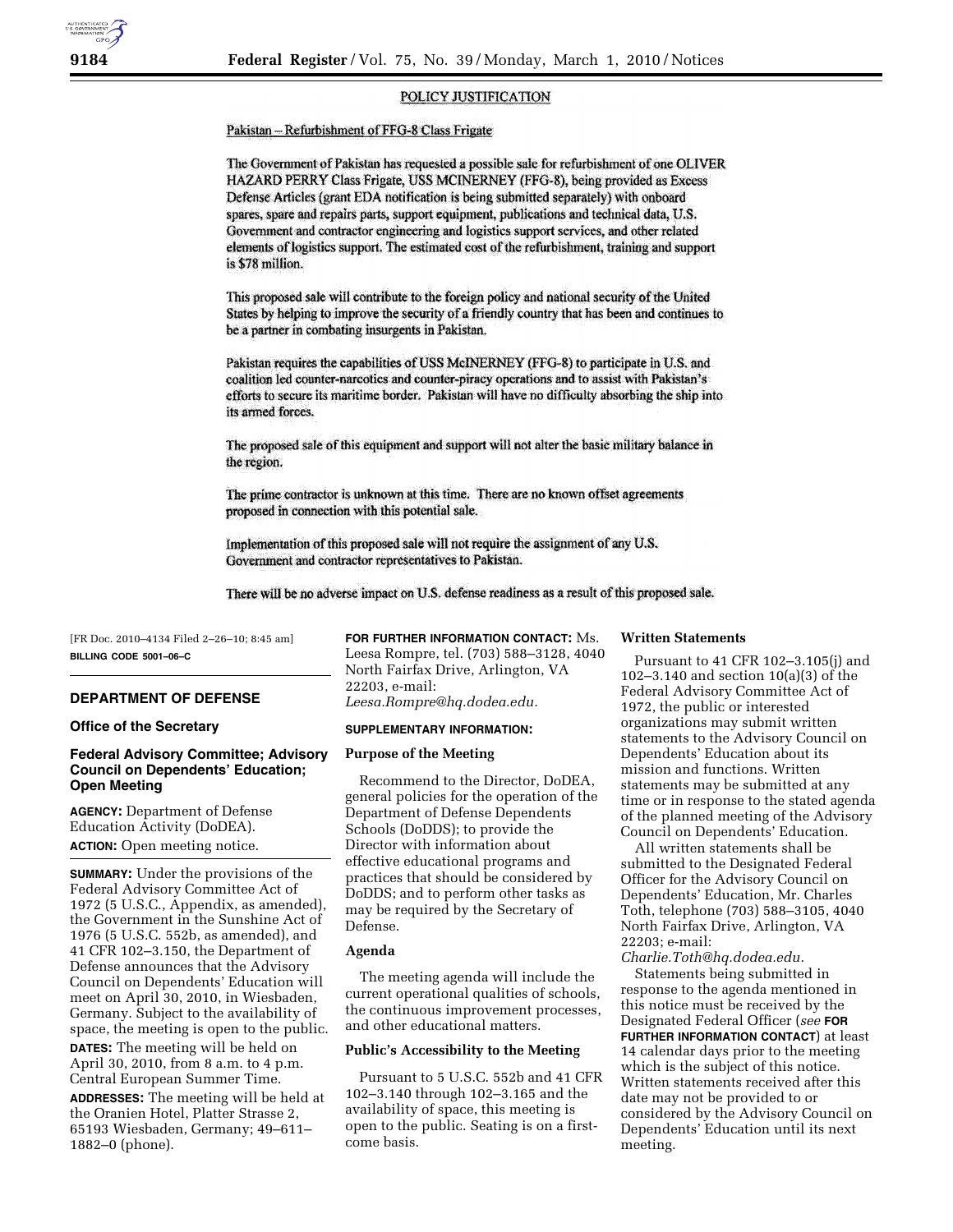POLICY JUSTIFICATION

Pakistan – Refurbishment of FFG-8 Class Frigate

The Government of Pakistan has requested a possible sale for refurbishment of one OLIVER HAZARD PERRY Class Frigate, USS MCINERNEY (FFG-8), being provided as Excess Defense Articles (grant EDA notification is being submitted separately) with onboard spares, spare and repairs parts, support equipment, publications and technical data, U.S. Government and contractor engineering and logistics support services, and other related elements of logistics support. The estimated cost of the refurbishment, training and support is $78 million.

This proposed sale will contribute to the foreign policy and national security of the United States by helping to improve the security of a friendly country that has been and continues to be a partner in combating insurgents in Pakistan.

Pakistan requires the capabilities of USS McINERNEY (FFG-8) to participate in U.S. and coalition led counter-narcotics and counter-piracy operations and to assist with Pakistan's efforts to secure its maritime border. Pakistan will have no difficulty absorbing the ship into its armed forces.

The proposed sale of this equipment and support will not alter the basic military balance in the region.

The prime contractor is unknown at this time. There are no known offset agreements proposed in connection with this potential sale.

Implementation of this proposed sale will not require the assignment of any U.S. Government and contractor representatives to Pakistan.

There will be no adverse impact on U.S. defense readiness as a result of this proposed sale.

[FR Doc. 2010–4134 Filed 2–26–10; 8:45 am]

**BILLING CODE 5001–06–C**

---

## DEPARTMENT OF DEFENSE

### Office of the Secretary

### Federal Advisory Committee; Advisory Council on Dependents' Education; Open Meeting

**AGENCY:** Department of Defense Education Activity (DoDEA).

**ACTION:** Open meeting notice.

**SUMMARY:** Under the provisions of the Federal Advisory Committee Act of 1972 (5 U.S.C., Appendix, as amended), the Government in the Sunshine Act of 1976 (5 U.S.C. 552b, as amended), and 41 CFR 102–3.150, the Department of Defense announces that the Advisory Council on Dependents' Education will meet on April 30, 2010, in Wiesbaden, Germany. Subject to the availability of space, the meeting is open to the public.

**DATES:** The meeting will be held on April 30, 2010, from 8 a.m. to 4 p.m. Central European Summer Time.

**ADDRESSES:** The meeting will be held at the Oranien Hotel, Platter Strasse 2, 65193 Wiesbaden, Germany; 49–611–1882–0 (phone).

**FOR FURTHER INFORMATION CONTACT:** Ms. Leesa Rompre, tel. (703) 588–3128, 4040 North Fairfax Drive, Arlington, VA 22203, e-mail: *Leesa.Rompre@hq.dodea.edu.*

**SUPPLEMENTARY INFORMATION:**

**Purpose of the Meeting**

Recommend to the Director, DoDEA, general policies for the operation of the Department of Defense Dependents Schools (DoDDS); to provide the Director with information about effective educational programs and practices that should be considered by DoDDS; and to perform other tasks as may be required by the Secretary of Defense.

**Agenda**

The meeting agenda will include the current operational qualities of schools, the continuous improvement processes, and other educational matters.

**Public's Accessibility to the Meeting**

Pursuant to 5 U.S.C. 552b and 41 CFR 102–3.140 through 102–3.165 and the availability of space, this meeting is open to the public. Seating is on a first-come basis.

**Written Statements**

Pursuant to 41 CFR 102–3.105(j) and 102–3.140 and section 10(a)(3) of the Federal Advisory Committee Act of 1972, the public or interested organizations may submit written statements to the Advisory Council on Dependents' Education about its mission and functions. Written statements may be submitted at any time or in response to the stated agenda of the planned meeting of the Advisory Council on Dependents' Education.

All written statements shall be submitted to the Designated Federal Officer for the Advisory Council on Dependents' Education, Mr. Charles Toth, telephone (703) 588–3105, 4040 North Fairfax Drive, Arlington, VA 22203; e-mail: *Charlie.Toth@hq.dodea.edu.*

Statements being submitted in response to the agenda mentioned in this notice must be received by the Designated Federal Officer (*see* **FOR FURTHER INFORMATION CONTACT**) at least 14 calendar days prior to the meeting which is the subject of this notice. Written statements received after this date may not be provided to or considered by the Advisory Council on Dependents' Education until its next meeting.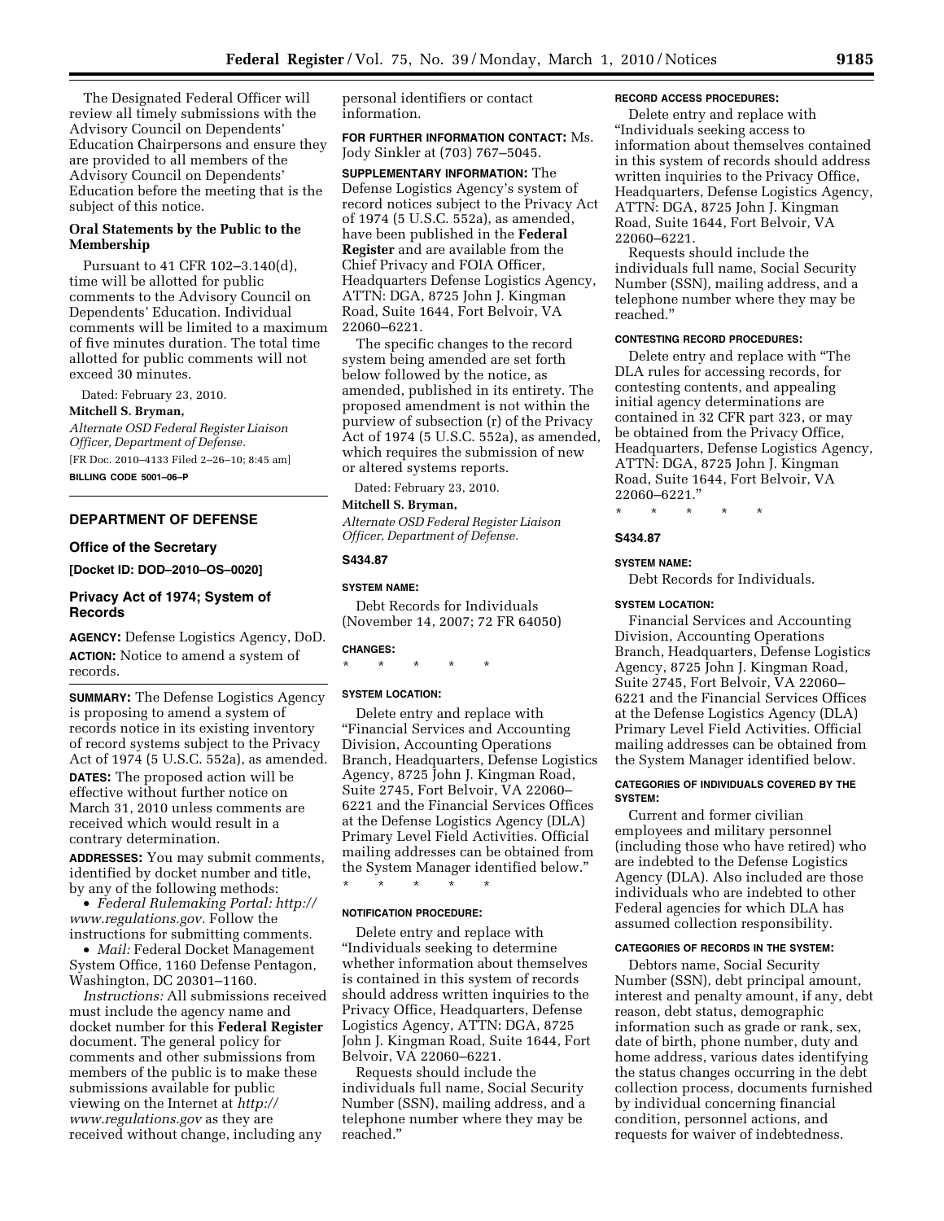The Designated Federal Officer will review all timely submissions with the Advisory Council on Dependents' Education Chairpersons and ensure they are provided to all members of the Advisory Council on Dependents' Education before the meeting that is the subject of this notice.

**Oral Statements by the Public to the Membership**

Pursuant to 41 CFR 102–3.140(d), time will be allotted for public comments to the Advisory Council on Dependents' Education. Individual comments will be limited to a maximum of five minutes duration. The total time allotted for public comments will not exceed 30 minutes.

Dated: February 23, 2010.

**Mitchell S. Bryman,**

*Alternate OSD Federal Register Liaison Officer, Department of Defense.*

[FR Doc. 2010–4133 Filed 2–26–10; 8:45 am]

**BILLING CODE 5001–06–P**

## DEPARTMENT OF DEFENSE

### Office of the Secretary

**[Docket ID: DOD–2010–OS–0020]**

### Privacy Act of 1974; System of Records

**AGENCY:** Defense Logistics Agency, DoD.

**ACTION:** Notice to amend a system of records.

**SUMMARY:** The Defense Logistics Agency is proposing to amend a system of records notice in its existing inventory of record systems subject to the Privacy Act of 1974 (5 U.S.C. 552a), as amended.

**DATES:** The proposed action will be effective without further notice on March 31, 2010 unless comments are received which would result in a contrary determination.

**ADDRESSES:** You may submit comments, identified by docket number and title, by any of the following methods:

- *Federal Rulemaking Portal: http://www.regulations.gov.* Follow the instructions for submitting comments.
- *Mail:* Federal Docket Management System Office, 1160 Defense Pentagon, Washington, DC 20301–1160.

*Instructions:* All submissions received must include the agency name and docket number for this **Federal Register** document. The general policy for comments and other submissions from members of the public is to make these submissions available for public viewing on the Internet at *http://www.regulations.gov* as they are received without change, including any personal identifiers or contact information.

**FOR FURTHER INFORMATION CONTACT:** Ms. Jody Sinkler at (703) 767–5045.

**SUPPLEMENTARY INFORMATION:** The Defense Logistics Agency's system of record notices subject to the Privacy Act of 1974 (5 U.S.C. 552a), as amended, have been published in the **Federal Register** and are available from the Chief Privacy and FOIA Officer, Headquarters Defense Logistics Agency, ATTN: DGA, 8725 John J. Kingman Road, Suite 1644, Fort Belvoir, VA 22060–6221.

The specific changes to the record system being amended are set forth below followed by the notice, as amended, published in its entirety. The proposed amendment is not within the purview of subsection (r) of the Privacy Act of 1974 (5 U.S.C. 552a), as amended, which requires the submission of new or altered systems reports.

Dated: February 23, 2010.

**Mitchell S. Bryman,**

*Alternate OSD Federal Register Liaison Officer, Department of Defense.*

**S434.87**

**SYSTEM NAME:**

Debt Records for Individuals (November 14, 2007; 72 FR 64050)

**CHANGES:**

\* \* \* \* \*

**SYSTEM LOCATION:**

Delete entry and replace with "Financial Services and Accounting Division, Accounting Operations Branch, Headquarters, Defense Logistics Agency, 8725 John J. Kingman Road, Suite 2745, Fort Belvoir, VA 22060–6221 and the Financial Services Offices at the Defense Logistics Agency (DLA) Primary Level Field Activities. Official mailing addresses can be obtained from the System Manager identified below."

\* \* \* \* \*

**NOTIFICATION PROCEDURE:**

Delete entry and replace with "Individuals seeking to determine whether information about themselves is contained in this system of records should address written inquiries to the Privacy Office, Headquarters, Defense Logistics Agency, ATTN: DGA, 8725 John J. Kingman Road, Suite 1644, Fort Belvoir, VA 22060–6221.

Requests should include the individuals full name, Social Security Number (SSN), mailing address, and a telephone number where they may be reached."

**RECORD ACCESS PROCEDURES:**

Delete entry and replace with "Individuals seeking access to information about themselves contained in this system of records should address written inquiries to the Privacy Office, Headquarters, Defense Logistics Agency, ATTN: DGA, 8725 John J. Kingman Road, Suite 1644, Fort Belvoir, VA 22060–6221.

Requests should include the individuals full name, Social Security Number (SSN), mailing address, and a telephone number where they may be reached."

**CONTESTING RECORD PROCEDURES:**

Delete entry and replace with "The DLA rules for accessing records, for contesting contents, and appealing initial agency determinations are contained in 32 CFR part 323, or may be obtained from the Privacy Office, Headquarters, Defense Logistics Agency, ATTN: DGA, 8725 John J. Kingman Road, Suite 1644, Fort Belvoir, VA 22060–6221."

\* \* \* \* \*

**S434.87**

**SYSTEM NAME:**

Debt Records for Individuals.

**SYSTEM LOCATION:**

Financial Services and Accounting Division, Accounting Operations Branch, Headquarters, Defense Logistics Agency, 8725 John J. Kingman Road, Suite 2745, Fort Belvoir, VA 22060–6221 and the Financial Services Offices at the Defense Logistics Agency (DLA) Primary Level Field Activities. Official mailing addresses can be obtained from the System Manager identified below.

**CATEGORIES OF INDIVIDUALS COVERED BY THE SYSTEM:**

Current and former civilian employees and military personnel (including those who have retired) who are indebted to the Defense Logistics Agency (DLA). Also included are those individuals who are indebted to other Federal agencies for which DLA has assumed collection responsibility.

**CATEGORIES OF RECORDS IN THE SYSTEM:**

Debtors name, Social Security Number (SSN), debt principal amount, interest and penalty amount, if any, debt reason, debt status, demographic information such as grade or rank, sex, date of birth, phone number, duty and home address, various dates identifying the status changes occurring in the debt collection process, documents furnished by individual concerning financial condition, personnel actions, and requests for waiver of indebtedness.